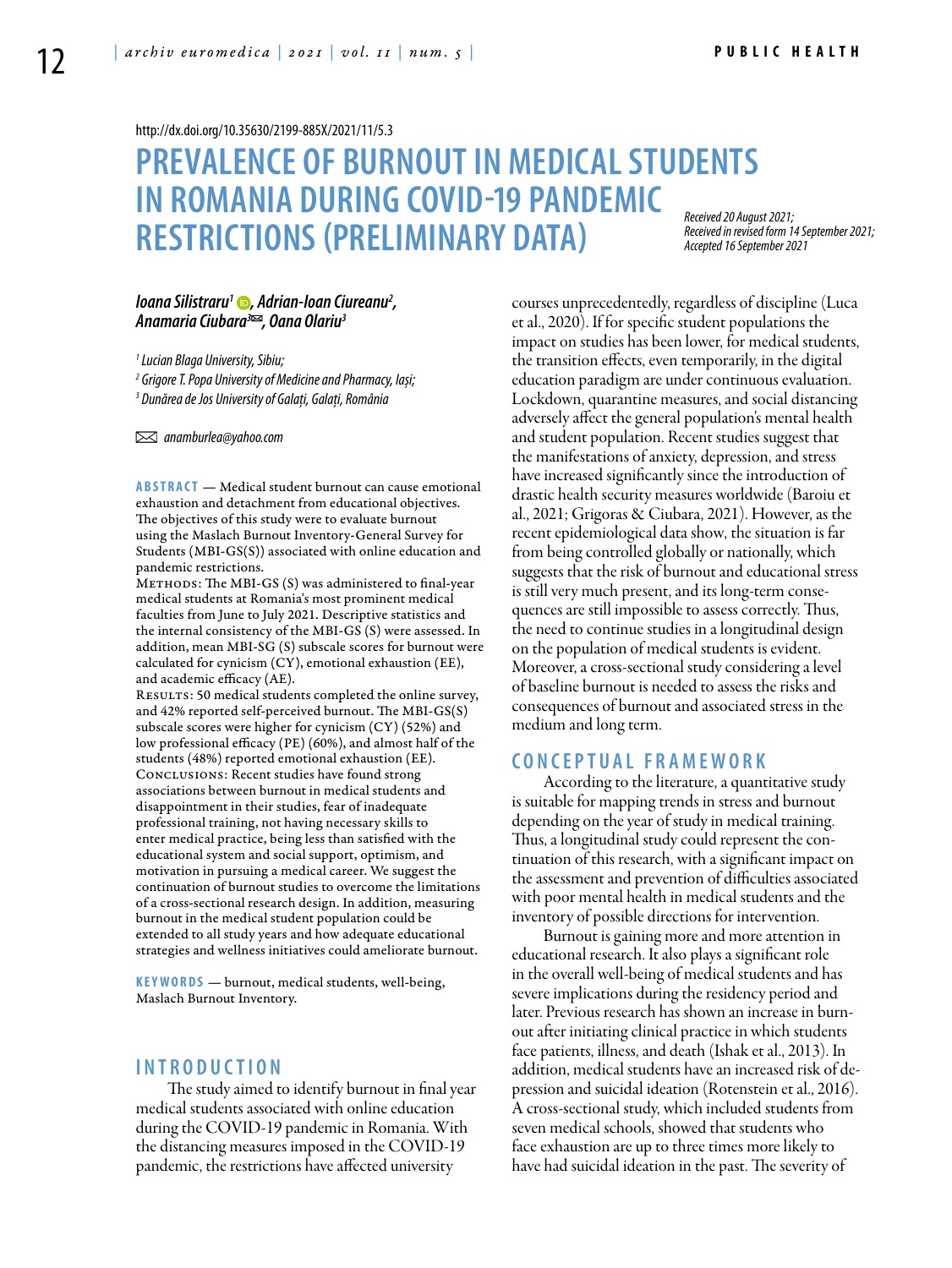http://dx.doi.org/10.35630/2199-885X/2021/11/5.3

# PREVALENCE OF BURNOUT IN MEDICAL STUDENTS IN ROMANIA DURING COVID-19 PANDEMIC RESTRICTIONS (PRELIMINARY DATA)

*Received 20 August 2021; Received in revised form 14 September 2021; Accepted 16 September 2021*

***Ioana Silistraru[1], Adrian-Ioan Ciureanu[2], Anamaria Ciubara[3]✉, Oana Olariu[3]***

*[1] Lucian Blaga University, Sibiu;*

*[2] Grigore T. Popa University of Medicine and Pharmacy, Iași;*

*[3] Dunărea de Jos University of Galați, Galați, România*

✉ *anamburlea@yahoo.com*

**ABSTRACT** — Medical student burnout can cause emotional exhaustion and detachment from educational objectives. The objectives of this study were to evaluate burnout using the Maslach Burnout Inventory-General Survey for Students (MBI-GS(S)) associated with online education and pandemic restrictions.

METHODS: The MBI-GS (S) was administered to final-year medical students at Romania's most prominent medical faculties from June to July 2021. Descriptive statistics and the internal consistency of the MBI-GS (S) were assessed. In addition, mean MBI-SG (S) subscale scores for burnout were calculated for cynicism (CY), emotional exhaustion (EE), and academic efficacy (AE).

RESULTS: 50 medical students completed the online survey, and 42% reported self-perceived burnout. The MBI-GS(S) subscale scores were higher for cynicism (CY) (52%) and low professional efficacy (PE) (60%), and almost half of the students (48%) reported emotional exhaustion (EE).

CONCLUSIONS: Recent studies have found strong associations between burnout in medical students and disappointment in their studies, fear of inadequate professional training, not having necessary skills to enter medical practice, being less than satisfied with the educational system and social support, optimism, and motivation in pursuing a medical career. We suggest the continuation of burnout studies to overcome the limitations of a cross-sectional research design. In addition, measuring burnout in the medical student population could be extended to all study years and how adequate educational strategies and wellness initiatives could ameliorate burnout.

**KEYWORDS** — burnout, medical students, well-being, Maslach Burnout Inventory.

## INTRODUCTION

The study aimed to identify burnout in final year medical students associated with online education during the COVID-19 pandemic in Romania. With the distancing measures imposed in the COVID-19 pandemic, the restrictions have affected university courses unprecedentedly, regardless of discipline (Luca et al., 2020). If for specific student populations the impact on studies has been lower, for medical students, the transition effects, even temporarily, in the digital education paradigm are under continuous evaluation. Lockdown, quarantine measures, and social distancing adversely affect the general population's mental health and student population. Recent studies suggest that the manifestations of anxiety, depression, and stress have increased significantly since the introduction of drastic health security measures worldwide (Baroiu et al., 2021; Grigoras & Ciubara, 2021). However, as the recent epidemiological data show, the situation is far from being controlled globally or nationally, which suggests that the risk of burnout and educational stress is still very much present, and its long-term consequences are still impossible to assess correctly. Thus, the need to continue studies in a longitudinal design on the population of medical students is evident. Moreover, a cross-sectional study considering a level of baseline burnout is needed to assess the risks and consequences of burnout and associated stress in the medium and long term.

## CONCEPTUAL FRAMEWORK

According to the literature, a quantitative study is suitable for mapping trends in stress and burnout depending on the year of study in medical training. Thus, a longitudinal study could represent the continuation of this research, with a significant impact on the assessment and prevention of difficulties associated with poor mental health in medical students and the inventory of possible directions for intervention.

Burnout is gaining more and more attention in educational research. It also plays a significant role in the overall well-being of medical students and has severe implications during the residency period and later. Previous research has shown an increase in burnout after initiating clinical practice in which students face patients, illness, and death (Ishak et al., 2013). In addition, medical students have an increased risk of depression and suicidal ideation (Rotenstein et al., 2016). A cross-sectional study, which included students from seven medical schools, showed that students who face exhaustion are up to three times more likely to have had suicidal ideation in the past. The severity of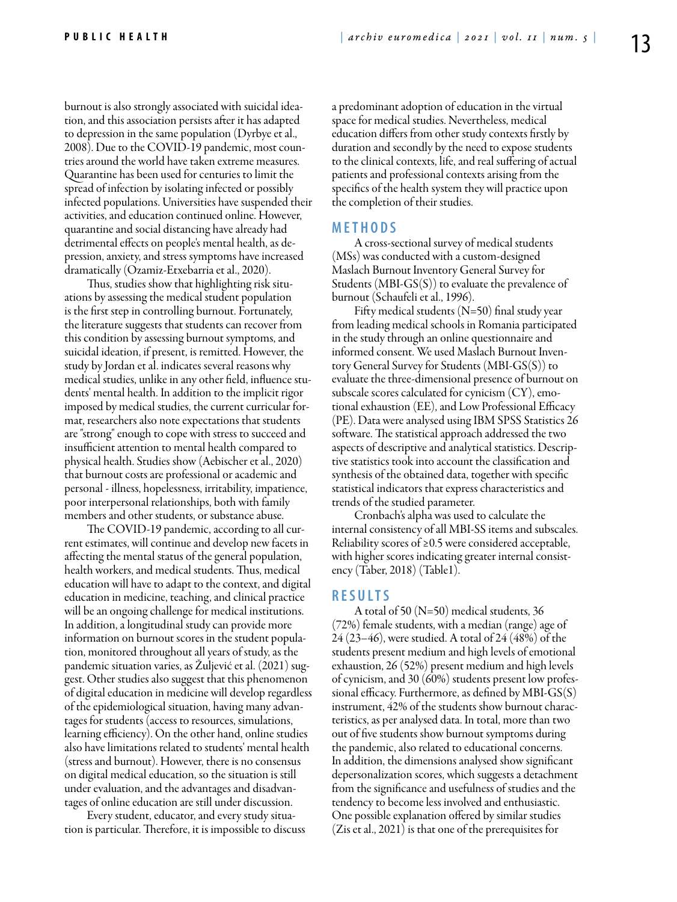burnout is also strongly associated with suicidal ideation, and this association persists after it has adapted to depression in the same population (Dyrbye et al., 2008). Due to the COVID-19 pandemic, most countries around the world have taken extreme measures. Quarantine has been used for centuries to limit the spread of infection by isolating infected or possibly infected populations. Universities have suspended their activities, and education continued online. However, quarantine and social distancing have already had detrimental effects on people's mental health, as depression, anxiety, and stress symptoms have increased dramatically (Ozamiz-Etxebarria et al., 2020).

Thus, studies show that highlighting risk situations by assessing the medical student population is the first step in controlling burnout. Fortunately, the literature suggests that students can recover from this condition by assessing burnout symptoms, and suicidal ideation, if present, is remitted. However, the study by Jordan et al. indicates several reasons why medical studies, unlike in any other field, influence students' mental health. In addition to the implicit rigor imposed by medical studies, the current curricular format, researchers also note expectations that students are "strong" enough to cope with stress to succeed and insufficient attention to mental health compared to physical health. Studies show (Aebischer et al., 2020) that burnout costs are professional or academic and personal - illness, hopelessness, irritability, impatience, poor interpersonal relationships, both with family members and other students, or substance abuse.

The COVID-19 pandemic, according to all current estimates, will continue and develop new facets in affecting the mental status of the general population, health workers, and medical students. Thus, medical education will have to adapt to the context, and digital education in medicine, teaching, and clinical practice will be an ongoing challenge for medical institutions. In addition, a longitudinal study can provide more information on burnout scores in the student population, monitored throughout all years of study, as the pandemic situation varies, as Žuljević et al. (2021) suggest. Other studies also suggest that this phenomenon of digital education in medicine will develop regardless of the epidemiological situation, having many advantages for students (access to resources, simulations, learning efficiency). On the other hand, online studies also have limitations related to students' mental health (stress and burnout). However, there is no consensus on digital medical education, so the situation is still under evaluation, and the advantages and disadvantages of online education are still under discussion.

Every student, educator, and every study situation is particular. Therefore, it is impossible to discuss a predominant adoption of education in the virtual space for medical studies. Nevertheless, medical education differs from other study contexts firstly by duration and secondly by the need to expose students to the clinical contexts, life, and real suffering of actual patients and professional contexts arising from the specifics of the health system they will practice upon the completion of their studies.

## METHODS

A cross-sectional survey of medical students (MSs) was conducted with a custom-designed Maslach Burnout Inventory General Survey for Students (MBI-GS(S)) to evaluate the prevalence of burnout (Schaufeli et al., 1996).

Fifty medical students (N=50) final study year from leading medical schools in Romania participated in the study through an online questionnaire and informed consent. We used Maslach Burnout Inventory General Survey for Students (MBI-GS(S)) to evaluate the three-dimensional presence of burnout on subscale scores calculated for cynicism (CY), emotional exhaustion (EE), and Low Professional Efficacy (PE). Data were analysed using IBM SPSS Statistics 26 software. The statistical approach addressed the two aspects of descriptive and analytical statistics. Descriptive statistics took into account the classification and synthesis of the obtained data, together with specific statistical indicators that express characteristics and trends of the studied parameter.

Cronbach's alpha was used to calculate the internal consistency of all MBI-SS items and subscales. Reliability scores of ≥0.5 were considered acceptable, with higher scores indicating greater internal consistency (Taber, 2018) (Table1).

## RESULTS

A total of 50 (N=50) medical students, 36 (72%) female students, with a median (range) age of 24 (23–46), were studied. A total of 24 (48%) of the students present medium and high levels of emotional exhaustion, 26 (52%) present medium and high levels of cynicism, and 30 (60%) students present low professional efficacy. Furthermore, as defined by MBI-GS(S) instrument, 42% of the students show burnout characteristics, as per analysed data. In total, more than two out of five students show burnout symptoms during the pandemic, also related to educational concerns. In addition, the dimensions analysed show significant depersonalization scores, which suggests a detachment from the significance and usefulness of studies and the tendency to become less involved and enthusiastic. One possible explanation offered by similar studies (Zis et al., 2021) is that one of the prerequisites for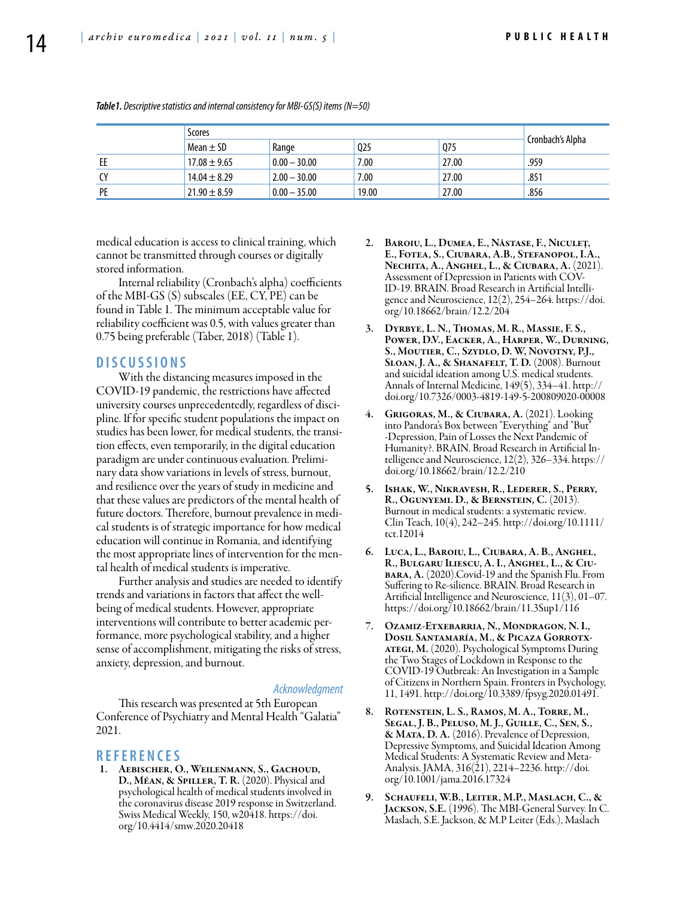*Table1. Descriptive statistics and internal consistency for MBI-GS(S) items (N=50)*

| | Scores | | | | Cronbach's Alpha |
|---|---|---|---|---|---|
| | Mean ± SD | Range | Q25 | Q75 | |
| EE | 17.08 ± 9.65 | 0.00 – 30.00 | 7.00 | 27.00 | .959 |
| CY | 14.04 ± 8.29 | 2.00 – 30.00 | 7.00 | 27.00 | .851 |
| PE | 21.90 ± 8.59 | 0.00 – 35.00 | 19.00 | 27.00 | .856 |

medical education is access to clinical training, which cannot be transmitted through courses or digitally stored information.

Internal reliability (Cronbach's alpha) coefficients of the MBI-GS (S) subscales (EE, CY, PE) can be found in Table 1. The minimum acceptable value for reliability coefficient was 0.5, with values greater than 0.75 being preferable (Taber, 2018) (Table 1).

## DISCUSSIONS

With the distancing measures imposed in the COVID-19 pandemic, the restrictions have affected university courses unprecedentedly, regardless of discipline. If for specific student populations the impact on studies has been lower, for medical students, the transition effects, even temporarily, in the digital education paradigm are under continuous evaluation. Preliminary data show variations in levels of stress, burnout, and resilience over the years of study in medicine and that these values are predictors of the mental health of future doctors. Therefore, burnout prevalence in medical students is of strategic importance for how medical education will continue in Romania, and identifying the most appropriate lines of intervention for the mental health of medical students is imperative.

Further analysis and studies are needed to identify trends and variations in factors that affect the well-being of medical students. However, appropriate interventions will contribute to better academic performance, more psychological stability, and a higher sense of accomplishment, mitigating the risks of stress, anxiety, depression, and burnout.

*Acknowledgment*

This research was presented at 5th European Conference of Psychiatry and Mental Health "Galatia" 2021.

## REFERENCES

1. **Aebischer, O., Weilenmann, S., Gachoud, D., Méan, & Spiller, T. R.** (2020). Physical and psychological health of medical students involved in the coronavirus disease 2019 response in Switzerland. Swiss Medical Weekly, 150, w20418. https://doi.org/10.4414/smw.2020.20418
2. **Baroiu, L., Dumea, E., Năstase, F., Niculeț, E., Fotea, S., Ciubara, A.B., Stefanopol, I.A., Nechita, A., Anghel, L., & Ciubara, A.** (2021). Assessment of Depression in Patients with COVID-19. BRAIN. Broad Research in Artificial Intelligence and Neuroscience, 12(2), 254–264. https://doi.org/10.18662/brain/12.2/204
3. **Dyrbye, L. N., Thomas, M. R., Massie, F. S., Power, D.V., Eacker, A., Harper, W., Durning, S., Moutier, C., Szydlo, D. W, Novotny, P.J., Sloan, J. A., & Shanafelt, T. D.** (2008). Burnout and suicidal ideation among U.S. medical students. Annals of Internal Medicine, 149(5), 334–41. http://doi.org/10.7326/0003-4819-149-5-200809020-00008
4. **Grigoras, M., & Ciubara, A.** (2021). Looking into Pandora's Box between "Everything" and "But" -Depression, Pain of Losses the Next Pandemic of Humanity?. BRAIN. Broad Research in Artificial Intelligence and Neuroscience, 12(2), 326–334. https://doi.org/10.18662/brain/12.2/210
5. **Ishak, W., Nikravesh, R., Lederer, S., Perry, R., Ogunyemi. D., & Bernstein, C.** (2013). Burnout in medical students: a systematic review. Clin Teach, 10(4), 242–245. http://doi.org/10.1111/tct.12014
6. **Luca, L., Baroiu, L., Ciubara, A. B., Anghel, R., Bulgaru Iliescu, A. I., Anghel, L., & Ciubara, A.** (2020).Covid-19 and the Spanish Flu. From Suffering to Re-silience. BRAIN. Broad Research in Artificial Intelligence and Neuroscience, 11(3), 01–07. https://doi.org/10.18662/brain/11.3Sup1/116
7. **Ozamiz-Etxebarria, N., Mondragon, N. I., Dosil Santamaría, M., & Picaza Gorrotxategi, M.** (2020). Psychological Symptoms During the Two Stages of Lockdown in Response to the COVID-19 Outbreak: An Investigation in a Sample of Citizens in Northern Spain. Fronters in Psychology, 11, 1491. http://doi.org/10.3389/fpsyg.2020.01491.
8. **Rotenstein, L. S., Ramos, M. A., Torre, M., Segal, J. B., Peluso, M. J., Guille, C., Sen, S., & Mata, D. A.** (2016). Prevalence of Depression, Depressive Symptoms, and Suicidal Ideation Among Medical Students: A Systematic Review and Meta-Analysis. JAMA, 316(21), 2214–2236. http://doi.org/10.1001/jama.2016.17324
9. **Schaufeli, W.B., Leiter, M.P., Maslach, C., & Jackson, S.E.** (1996). The MBI-General Survey. In C. Maslach, S.E. Jackson, & M.P Leiter (Eds.), Maslach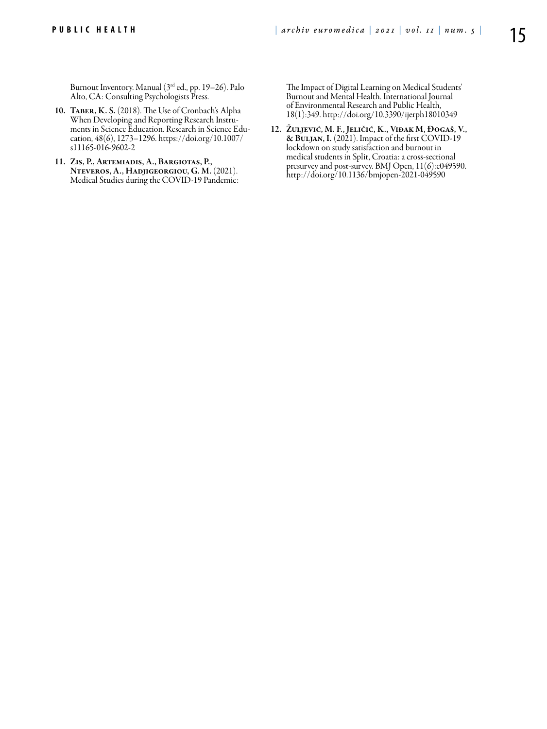Burnout Inventory. Manual (3rd ed., pp. 19–26). Palo Alto, CA: Consulting Psychologists Press.

10. **Taber, K. S.** (2018). The Use of Cronbach's Alpha When Developing and Reporting Research Instruments in Science Education. Research in Science Education, 48(6), 1273–1296. https://doi.org/10.1007/s11165-016-9602-2

11. **Zis, P., Artemiadis, A., Bargiotas, P., Nteveros, A., Hadjigeorgiou, G. M.** (2021). Medical Studies during the COVID-19 Pandemic: The Impact of Digital Learning on Medical Students' Burnout and Mental Health. International Journal of Environmental Research and Public Health, 18(1):349. http://doi.org/10.3390/ijerph18010349

12. **Žuljević, M. F., Jeličić, K., Viđak M, Đogaš, V., & Buljan, I.** (2021). Impact of the first COVID-19 lockdown on study satisfaction and burnout in medical students in Split, Croatia: a cross-sectional presurvey and post-survey. BMJ Open, 11(6):e049590. http://doi.org/10.1136/bmjopen-2021-049590